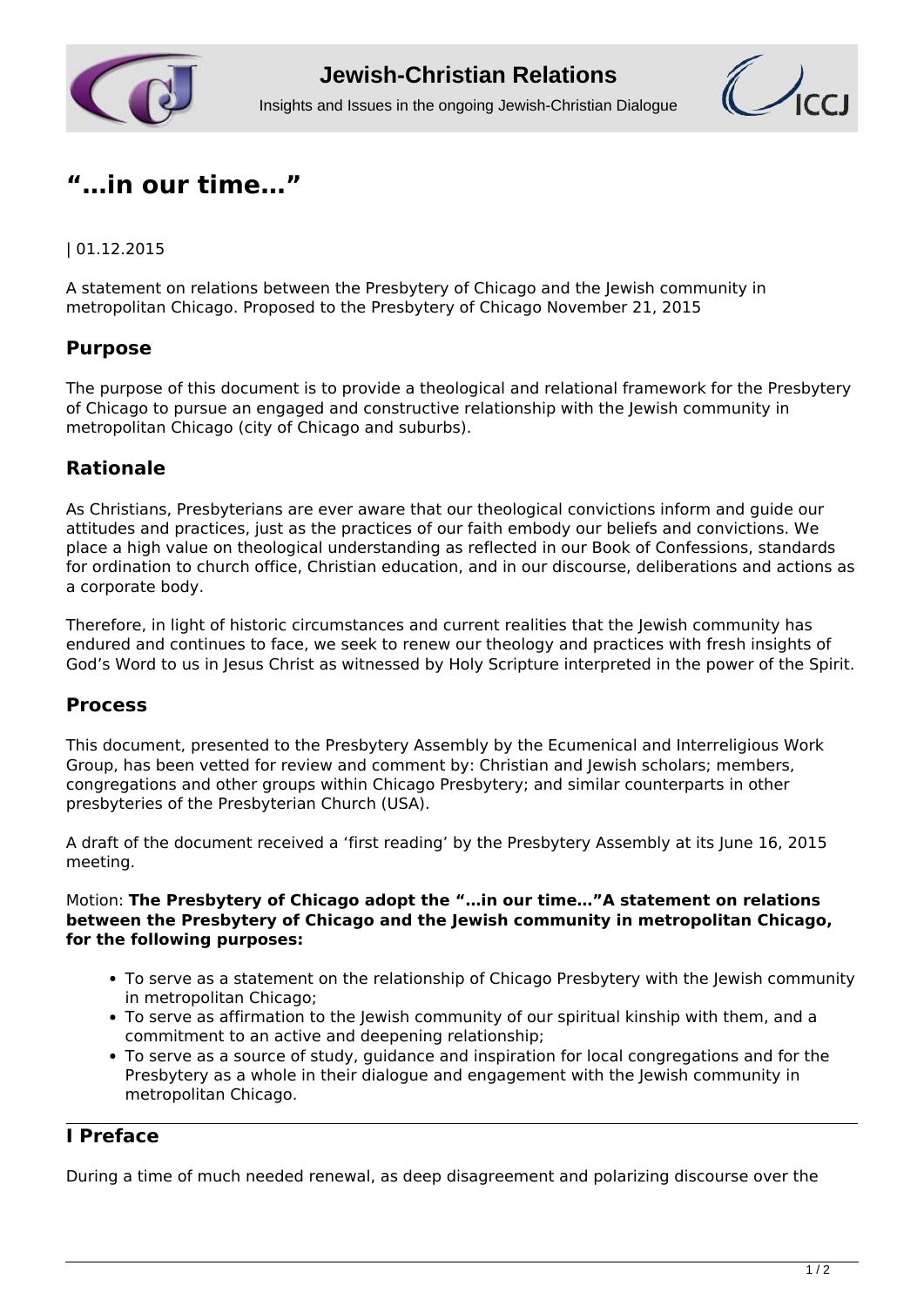# “…in our time…”

| 01.12.2015

A statement on relations between the Presbytery of Chicago and the Jewish community in metropolitan Chicago. Proposed to the Presbytery of Chicago November 21, 2015

## Purpose

The purpose of this document is to provide a theological and relational framework for the Presbytery of Chicago to pursue an engaged and constructive relationship with the Jewish community in metropolitan Chicago (city of Chicago and suburbs).

## Rationale

As Christians, Presbyterians are ever aware that our theological convictions inform and guide our attitudes and practices, just as the practices of our faith embody our beliefs and convictions. We place a high value on theological understanding as reflected in our Book of Confessions, standards for ordination to church office, Christian education, and in our discourse, deliberations and actions as a corporate body.

Therefore, in light of historic circumstances and current realities that the Jewish community has endured and continues to face, we seek to renew our theology and practices with fresh insights of God’s Word to us in Jesus Christ as witnessed by Holy Scripture interpreted in the power of the Spirit.

## Process

This document, presented to the Presbytery Assembly by the Ecumenical and Interreligious Work Group, has been vetted for review and comment by: Christian and Jewish scholars; members, congregations and other groups within Chicago Presbytery; and similar counterparts in other presbyteries of the Presbyterian Church (USA).

A draft of the document received a ‘first reading’ by the Presbytery Assembly at its June 16, 2015 meeting.

Motion: **The Presbytery of Chicago adopt the “…in our time…”A statement on relations between the Presbytery of Chicago and the Jewish community in metropolitan Chicago, for the following purposes:**

- To serve as a statement on the relationship of Chicago Presbytery with the Jewish community in metropolitan Chicago;
- To serve as affirmation to the Jewish community of our spiritual kinship with them, and a commitment to an active and deepening relationship;
- To serve as a source of study, guidance and inspiration for local congregations and for the Presbytery as a whole in their dialogue and engagement with the Jewish community in metropolitan Chicago.

---

## I Preface

During a time of much needed renewal, as deep disagreement and polarizing discourse over the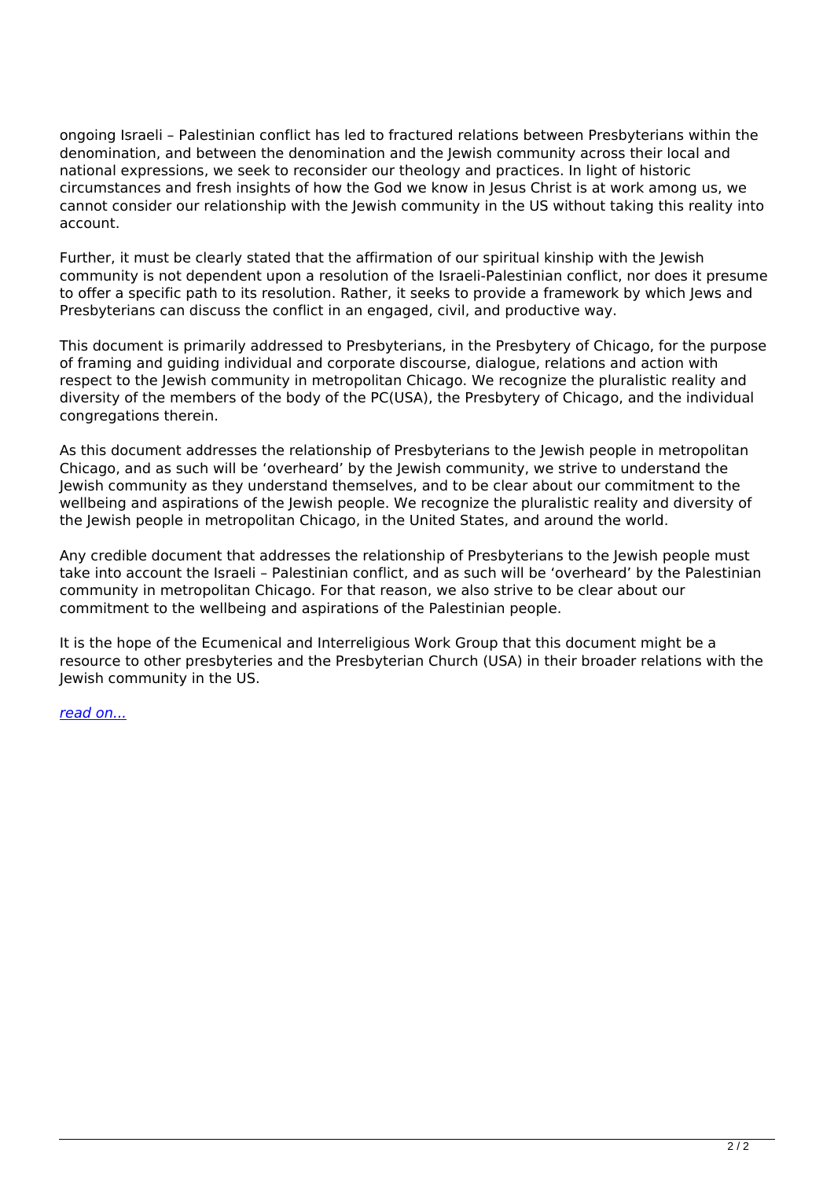ongoing Israeli – Palestinian conflict has led to fractured relations between Presbyterians within the denomination, and between the denomination and the Jewish community across their local and national expressions, we seek to reconsider our theology and practices. In light of historic circumstances and fresh insights of how the God we know in Jesus Christ is at work among us, we cannot consider our relationship with the Jewish community in the US without taking this reality into account.

Further, it must be clearly stated that the affirmation of our spiritual kinship with the Jewish community is not dependent upon a resolution of the Israeli-Palestinian conflict, nor does it presume to offer a specific path to its resolution. Rather, it seeks to provide a framework by which Jews and Presbyterians can discuss the conflict in an engaged, civil, and productive way.

This document is primarily addressed to Presbyterians, in the Presbytery of Chicago, for the purpose of framing and guiding individual and corporate discourse, dialogue, relations and action with respect to the Jewish community in metropolitan Chicago. We recognize the pluralistic reality and diversity of the members of the body of the PC(USA), the Presbytery of Chicago, and the individual congregations therein.

As this document addresses the relationship of Presbyterians to the Jewish people in metropolitan Chicago, and as such will be 'overheard' by the Jewish community, we strive to understand the Jewish community as they understand themselves, and to be clear about our commitment to the wellbeing and aspirations of the Jewish people. We recognize the pluralistic reality and diversity of the Jewish people in metropolitan Chicago, in the United States, and around the world.

Any credible document that addresses the relationship of Presbyterians to the Jewish people must take into account the Israeli – Palestinian conflict, and as such will be 'overheard' by the Palestinian community in metropolitan Chicago. For that reason, we also strive to be clear about our commitment to the wellbeing and aspirations of the Palestinian people.

It is the hope of the Ecumenical and Interreligious Work Group that this document might be a resource to other presbyteries and the Presbyterian Church (USA) in their broader relations with the Jewish community in the US.

*read on...*